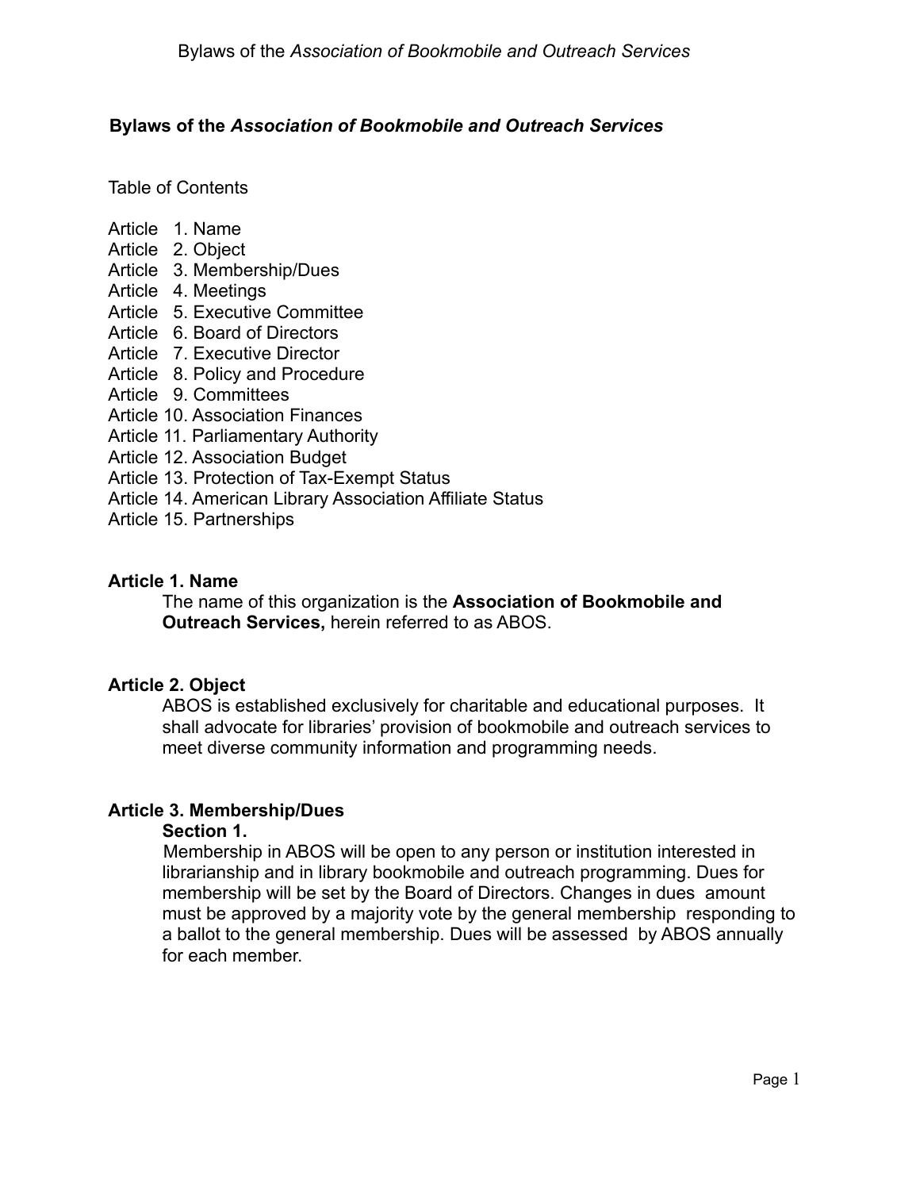# Bylaws of the *Association of Bookmobile and Outreach Services*

Table of Contents

Article 1. Name
Article 2. Object
Article 3. Membership/Dues
Article 4. Meetings
Article 5. Executive Committee
Article 6. Board of Directors
Article 7. Executive Director
Article 8. Policy and Procedure
Article 9. Committees
Article 10. Association Finances
Article 11. Parliamentary Authority
Article 12. Association Budget
Article 13. Protection of Tax-Exempt Status
Article 14. American Library Association Affiliate Status
Article 15. Partnerships

## Article 1. Name

The name of this organization is the **Association of Bookmobile and Outreach Services,** herein referred to as ABOS.

## Article 2. Object

ABOS is established exclusively for charitable and educational purposes. It shall advocate for libraries' provision of bookmobile and outreach services to meet diverse community information and programming needs.

## Article 3. Membership/Dues

### Section 1.

Membership in ABOS will be open to any person or institution interested in librarianship and in library bookmobile and outreach programming. Dues for membership will be set by the Board of Directors. Changes in dues amount must be approved by a majority vote by the general membership responding to a ballot to the general membership. Dues will be assessed by ABOS annually for each member.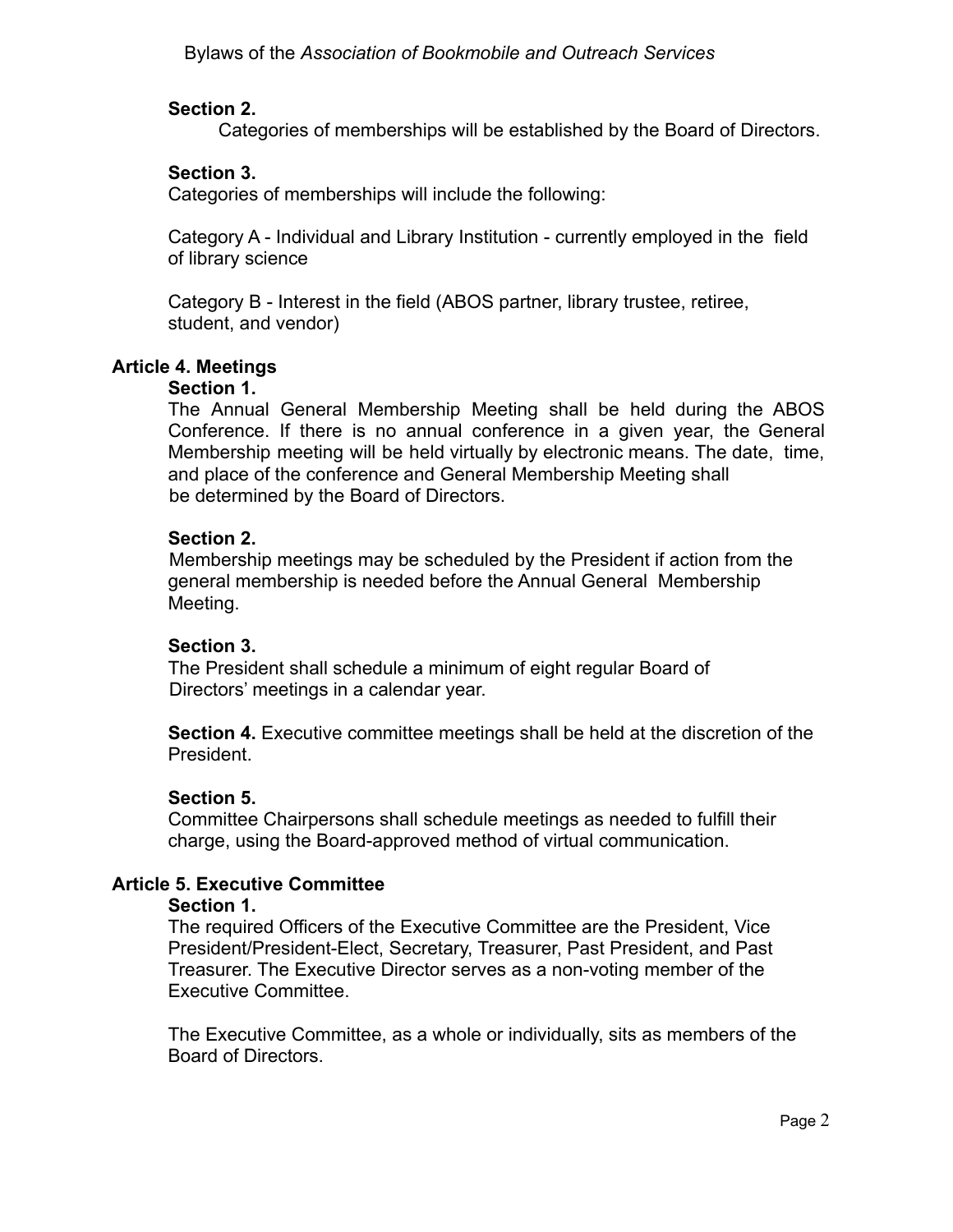**Section 2.**
Categories of memberships will be established by the Board of Directors.

**Section 3.**
Categories of memberships will include the following:

Category A - Individual and Library Institution - currently employed in the field of library science

Category B - Interest in the field (ABOS partner, library trustee, retiree, student, and vendor)

## Article 4. Meetings

**Section 1.**
The Annual General Membership Meeting shall be held during the ABOS Conference. If there is no annual conference in a given year, the General Membership meeting will be held virtually by electronic means. The date, time, and place of the conference and General Membership Meeting shall be determined by the Board of Directors.

**Section 2.**
Membership meetings may be scheduled by the President if action from the general membership is needed before the Annual General Membership Meeting.

**Section 3.**
The President shall schedule a minimum of eight regular Board of Directors' meetings in a calendar year.

**Section 4.** Executive committee meetings shall be held at the discretion of the President.

**Section 5.**
Committee Chairpersons shall schedule meetings as needed to fulfill their charge, using the Board-approved method of virtual communication.

## Article 5. Executive Committee

**Section 1.**
The required Officers of the Executive Committee are the President, Vice President/President-Elect, Secretary, Treasurer, Past President, and Past Treasurer. The Executive Director serves as a non-voting member of the Executive Committee.

The Executive Committee, as a whole or individually, sits as members of the Board of Directors.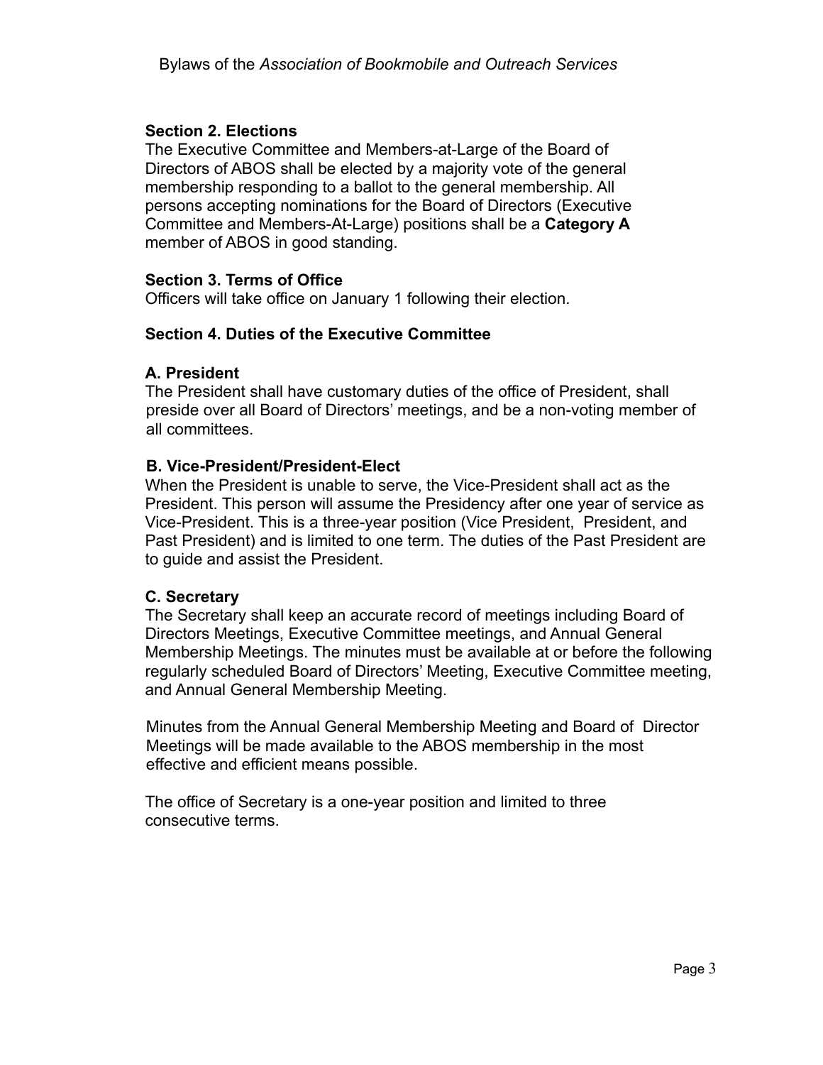### Section 2. Elections

The Executive Committee and Members-at-Large of the Board of Directors of ABOS shall be elected by a majority vote of the general membership responding to a ballot to the general membership. All persons accepting nominations for the Board of Directors (Executive Committee and Members-At-Large) positions shall be a **Category A** member of ABOS in good standing.

### Section 3. Terms of Office

Officers will take office on January 1 following their election.

### Section 4. Duties of the Executive Committee

#### A. President

The President shall have customary duties of the office of President, shall preside over all Board of Directors' meetings, and be a non-voting member of all committees.

#### B. Vice-President/President-Elect

When the President is unable to serve, the Vice-President shall act as the President. This person will assume the Presidency after one year of service as Vice-President. This is a three-year position (Vice President, President, and Past President) and is limited to one term. The duties of the Past President are to guide and assist the President.

#### C. Secretary

The Secretary shall keep an accurate record of meetings including Board of Directors Meetings, Executive Committee meetings, and Annual General Membership Meetings. The minutes must be available at or before the following regularly scheduled Board of Directors' Meeting, Executive Committee meeting, and Annual General Membership Meeting.

Minutes from the Annual General Membership Meeting and Board of Director Meetings will be made available to the ABOS membership in the most effective and efficient means possible.

The office of Secretary is a one-year position and limited to three consecutive terms.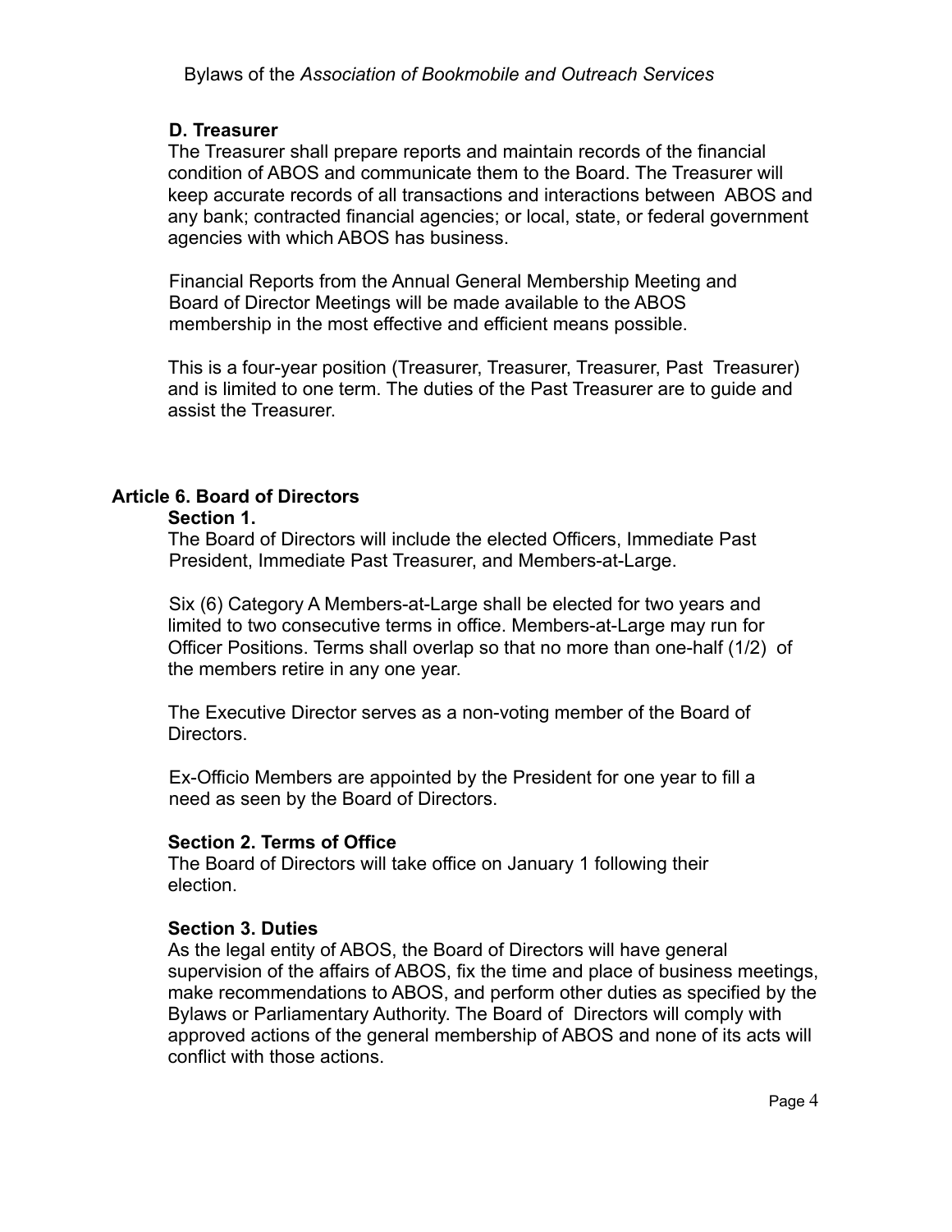### D. Treasurer

The Treasurer shall prepare reports and maintain records of the financial condition of ABOS and communicate them to the Board. The Treasurer will keep accurate records of all transactions and interactions between ABOS and any bank; contracted financial agencies; or local, state, or federal government agencies with which ABOS has business.

Financial Reports from the Annual General Membership Meeting and Board of Director Meetings will be made available to the ABOS membership in the most effective and efficient means possible.

This is a four-year position (Treasurer, Treasurer, Treasurer, Past Treasurer) and is limited to one term. The duties of the Past Treasurer are to guide and assist the Treasurer.

## Article 6. Board of Directors

### Section 1.

The Board of Directors will include the elected Officers, Immediate Past President, Immediate Past Treasurer, and Members-at-Large.

Six (6) Category A Members-at-Large shall be elected for two years and limited to two consecutive terms in office. Members-at-Large may run for Officer Positions. Terms shall overlap so that no more than one-half (1/2) of the members retire in any one year.

The Executive Director serves as a non-voting member of the Board of Directors.

Ex-Officio Members are appointed by the President for one year to fill a need as seen by the Board of Directors.

### Section 2. Terms of Office

The Board of Directors will take office on January 1 following their election.

### Section 3. Duties

As the legal entity of ABOS, the Board of Directors will have general supervision of the affairs of ABOS, fix the time and place of business meetings, make recommendations to ABOS, and perform other duties as specified by the Bylaws or Parliamentary Authority. The Board of Directors will comply with approved actions of the general membership of ABOS and none of its acts will conflict with those actions.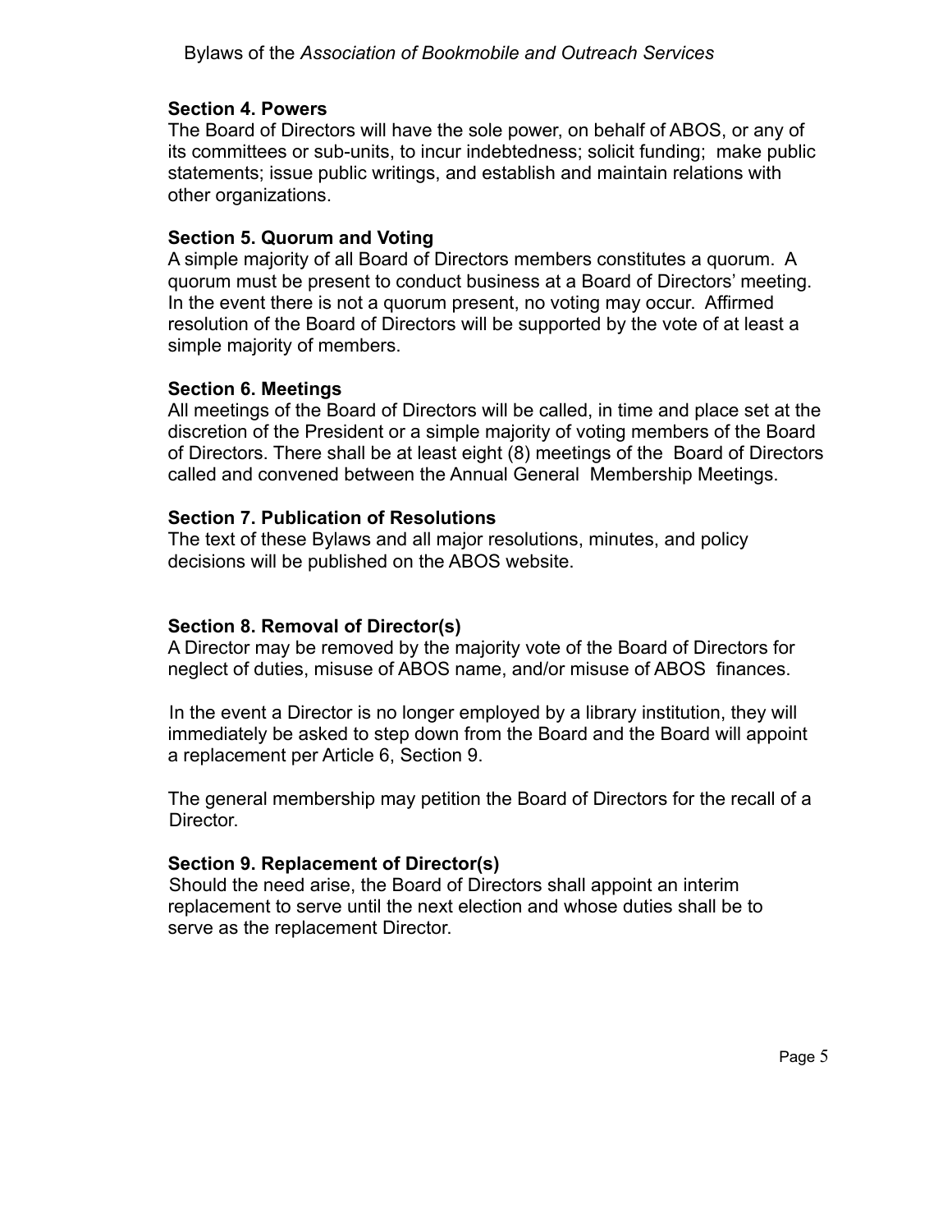### Section 4. Powers

The Board of Directors will have the sole power, on behalf of ABOS, or any of its committees or sub-units, to incur indebtedness; solicit funding; make public statements; issue public writings, and establish and maintain relations with other organizations.

### Section 5. Quorum and Voting

A simple majority of all Board of Directors members constitutes a quorum. A quorum must be present to conduct business at a Board of Directors' meeting. In the event there is not a quorum present, no voting may occur. Affirmed resolution of the Board of Directors will be supported by the vote of at least a simple majority of members.

### Section 6. Meetings

All meetings of the Board of Directors will be called, in time and place set at the discretion of the President or a simple majority of voting members of the Board of Directors. There shall be at least eight (8) meetings of the Board of Directors called and convened between the Annual General Membership Meetings.

### Section 7. Publication of Resolutions

The text of these Bylaws and all major resolutions, minutes, and policy decisions will be published on the ABOS website.

### Section 8. Removal of Director(s)

A Director may be removed by the majority vote of the Board of Directors for neglect of duties, misuse of ABOS name, and/or misuse of ABOS finances.

In the event a Director is no longer employed by a library institution, they will immediately be asked to step down from the Board and the Board will appoint a replacement per Article 6, Section 9.

The general membership may petition the Board of Directors for the recall of a Director.

### Section 9. Replacement of Director(s)

Should the need arise, the Board of Directors shall appoint an interim replacement to serve until the next election and whose duties shall be to serve as the replacement Director.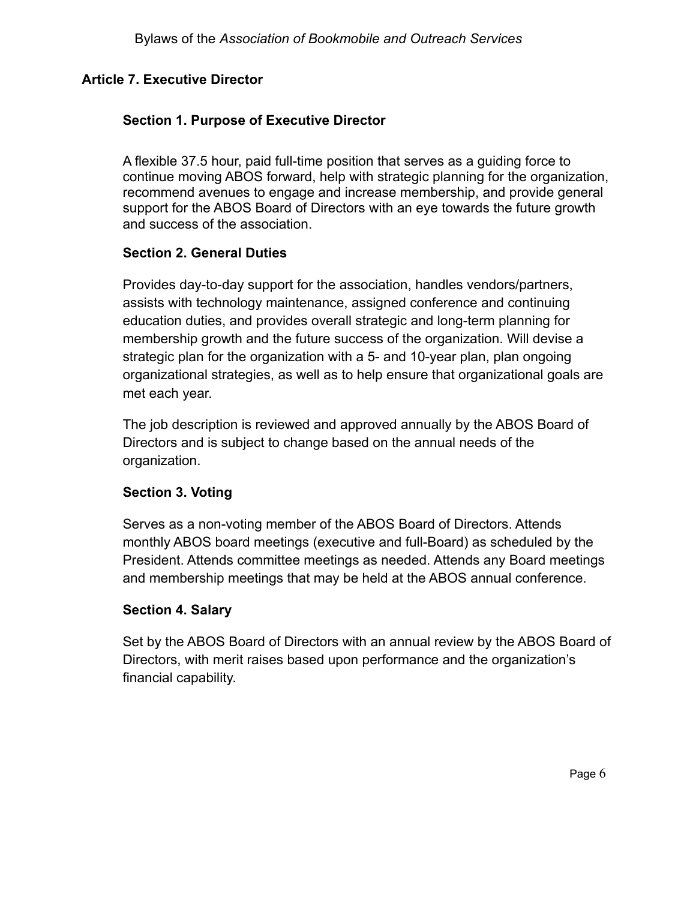## Article 7. Executive Director

### Section 1. Purpose of Executive Director

A flexible 37.5 hour, paid full-time position that serves as a guiding force to continue moving ABOS forward, help with strategic planning for the organization, recommend avenues to engage and increase membership, and provide general support for the ABOS Board of Directors with an eye towards the future growth and success of the association.

### Section 2. General Duties

Provides day-to-day support for the association, handles vendors/partners, assists with technology maintenance, assigned conference and continuing education duties, and provides overall strategic and long-term planning for membership growth and the future success of the organization. Will devise a strategic plan for the organization with a 5- and 10-year plan, plan ongoing organizational strategies, as well as to help ensure that organizational goals are met each year.

The job description is reviewed and approved annually by the ABOS Board of Directors and is subject to change based on the annual needs of the organization.

### Section 3. Voting

Serves as a non-voting member of the ABOS Board of Directors. Attends monthly ABOS board meetings (executive and full-Board) as scheduled by the President. Attends committee meetings as needed. Attends any Board meetings and membership meetings that may be held at the ABOS annual conference.

### Section 4. Salary

Set by the ABOS Board of Directors with an annual review by the ABOS Board of Directors, with merit raises based upon performance and the organization's financial capability.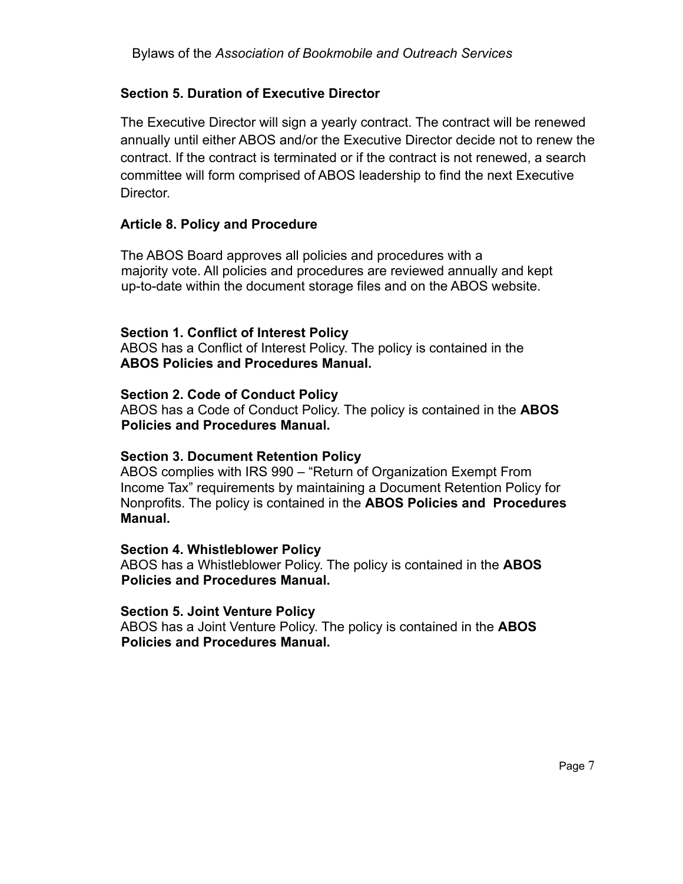### Section 5. Duration of Executive Director

The Executive Director will sign a yearly contract. The contract will be renewed annually until either ABOS and/or the Executive Director decide not to renew the contract. If the contract is terminated or if the contract is not renewed, a search committee will form comprised of ABOS leadership to find the next Executive Director.

## Article 8. Policy and Procedure

The ABOS Board approves all policies and procedures with a majority vote. All policies and procedures are reviewed annually and kept up-to-date within the document storage files and on the ABOS website.

### Section 1. Conflict of Interest Policy

ABOS has a Conflict of Interest Policy. The policy is contained in the **ABOS Policies and Procedures Manual.**

### Section 2. Code of Conduct Policy

ABOS has a Code of Conduct Policy. The policy is contained in the **ABOS Policies and Procedures Manual.**

### Section 3. Document Retention Policy

ABOS complies with IRS 990 – "Return of Organization Exempt From Income Tax" requirements by maintaining a Document Retention Policy for Nonprofits. The policy is contained in the **ABOS Policies and Procedures Manual.**

### Section 4. Whistleblower Policy

ABOS has a Whistleblower Policy. The policy is contained in the **ABOS Policies and Procedures Manual.**

### Section 5. Joint Venture Policy

ABOS has a Joint Venture Policy. The policy is contained in the **ABOS Policies and Procedures Manual.**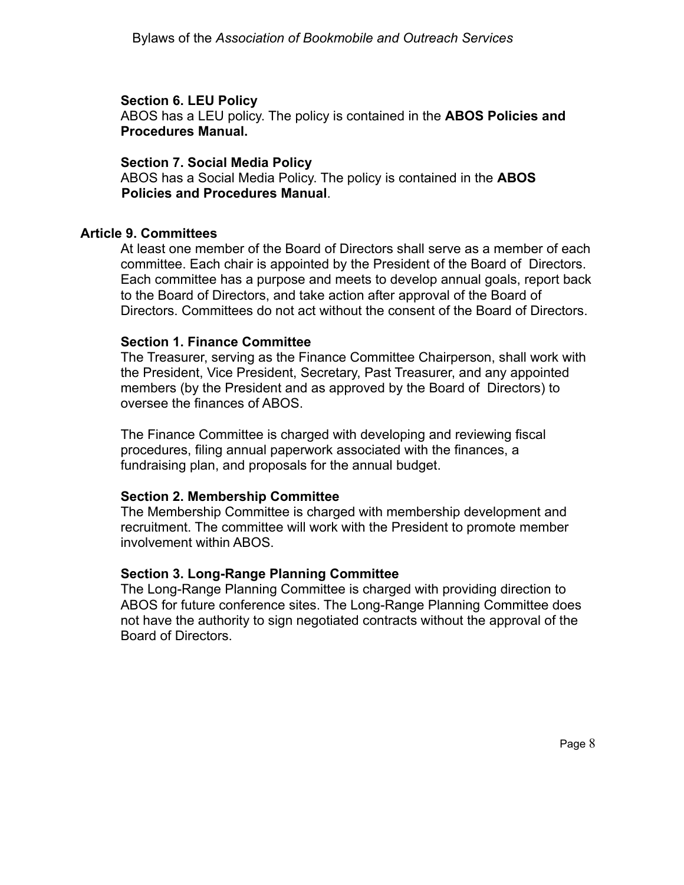**Section 6. LEU Policy**

ABOS has a LEU policy. The policy is contained in the **ABOS Policies and Procedures Manual.**

**Section 7. Social Media Policy**

ABOS has a Social Media Policy. The policy is contained in the **ABOS Policies and Procedures Manual**.

## Article 9. Committees

At least one member of the Board of Directors shall serve as a member of each committee. Each chair is appointed by the President of the Board of Directors. Each committee has a purpose and meets to develop annual goals, report back to the Board of Directors, and take action after approval of the Board of Directors. Committees do not act without the consent of the Board of Directors.

**Section 1. Finance Committee**

The Treasurer, serving as the Finance Committee Chairperson, shall work with the President, Vice President, Secretary, Past Treasurer, and any appointed members (by the President and as approved by the Board of Directors) to oversee the finances of ABOS.

The Finance Committee is charged with developing and reviewing fiscal procedures, filing annual paperwork associated with the finances, a fundraising plan, and proposals for the annual budget.

**Section 2. Membership Committee**

The Membership Committee is charged with membership development and recruitment. The committee will work with the President to promote member involvement within ABOS.

**Section 3. Long-Range Planning Committee**

The Long-Range Planning Committee is charged with providing direction to ABOS for future conference sites. The Long-Range Planning Committee does not have the authority to sign negotiated contracts without the approval of the Board of Directors.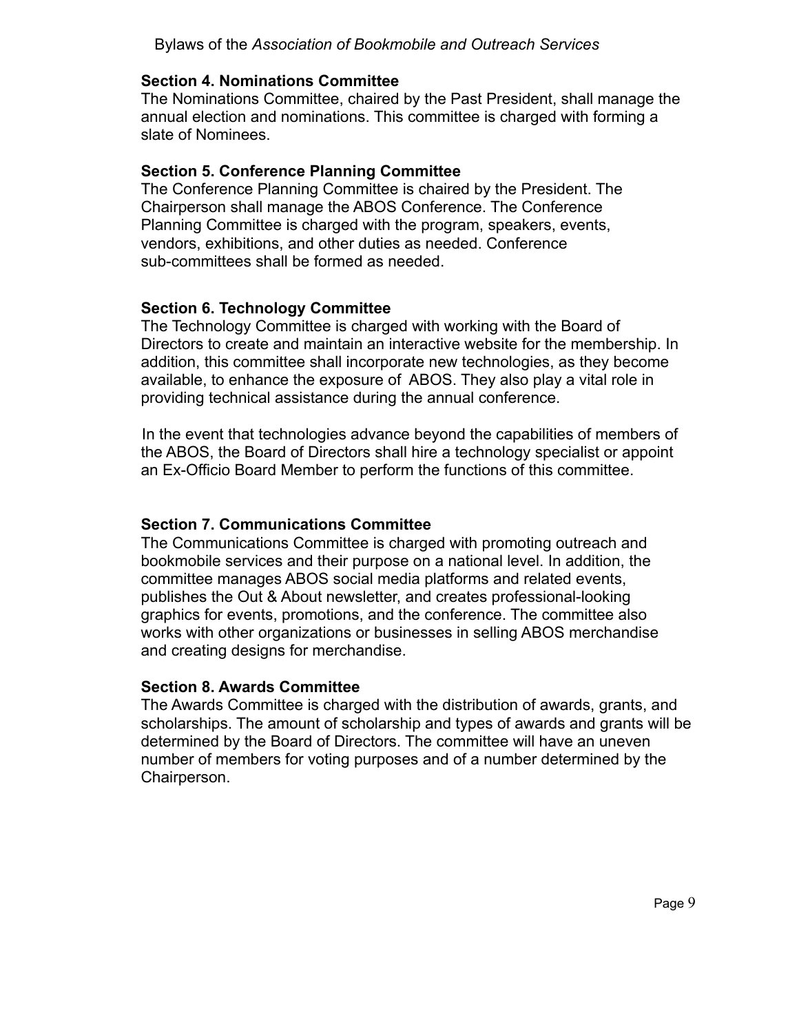### Section 4. Nominations Committee

The Nominations Committee, chaired by the Past President, shall manage the annual election and nominations. This committee is charged with forming a slate of Nominees.

### Section 5. Conference Planning Committee

The Conference Planning Committee is chaired by the President. The Chairperson shall manage the ABOS Conference. The Conference Planning Committee is charged with the program, speakers, events, vendors, exhibitions, and other duties as needed. Conference sub-committees shall be formed as needed.

### Section 6. Technology Committee

The Technology Committee is charged with working with the Board of Directors to create and maintain an interactive website for the membership. In addition, this committee shall incorporate new technologies, as they become available, to enhance the exposure of ABOS. They also play a vital role in providing technical assistance during the annual conference.

In the event that technologies advance beyond the capabilities of members of the ABOS, the Board of Directors shall hire a technology specialist or appoint an Ex-Officio Board Member to perform the functions of this committee.

### Section 7. Communications Committee

The Communications Committee is charged with promoting outreach and bookmobile services and their purpose on a national level. In addition, the committee manages ABOS social media platforms and related events, publishes the Out & About newsletter, and creates professional-looking graphics for events, promotions, and the conference. The committee also works with other organizations or businesses in selling ABOS merchandise and creating designs for merchandise.

### Section 8. Awards Committee

The Awards Committee is charged with the distribution of awards, grants, and scholarships. The amount of scholarship and types of awards and grants will be determined by the Board of Directors. The committee will have an uneven number of members for voting purposes and of a number determined by the Chairperson.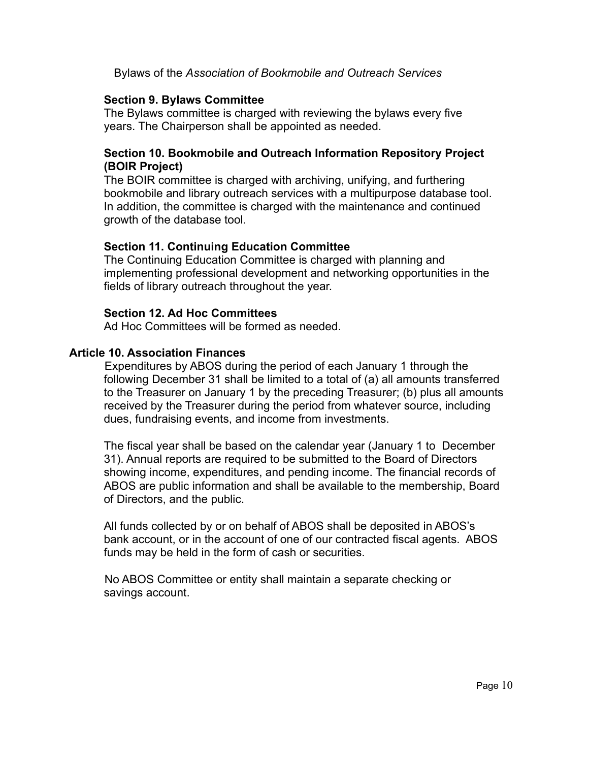### Section 9. Bylaws Committee

The Bylaws committee is charged with reviewing the bylaws every five years. The Chairperson shall be appointed as needed.

### Section 10. Bookmobile and Outreach Information Repository Project (BOIR Project)

The BOIR committee is charged with archiving, unifying, and furthering bookmobile and library outreach services with a multipurpose database tool. In addition, the committee is charged with the maintenance and continued growth of the database tool.

### Section 11. Continuing Education Committee

The Continuing Education Committee is charged with planning and implementing professional development and networking opportunities in the fields of library outreach throughout the year.

### Section 12. Ad Hoc Committees

Ad Hoc Committees will be formed as needed.

## Article 10. Association Finances

Expenditures by ABOS during the period of each January 1 through the following December 31 shall be limited to a total of (a) all amounts transferred to the Treasurer on January 1 by the preceding Treasurer; (b) plus all amounts received by the Treasurer during the period from whatever source, including dues, fundraising events, and income from investments.

The fiscal year shall be based on the calendar year (January 1 to December 31). Annual reports are required to be submitted to the Board of Directors showing income, expenditures, and pending income. The financial records of ABOS are public information and shall be available to the membership, Board of Directors, and the public.

All funds collected by or on behalf of ABOS shall be deposited in ABOS's bank account, or in the account of one of our contracted fiscal agents. ABOS funds may be held in the form of cash or securities.

No ABOS Committee or entity shall maintain a separate checking or savings account.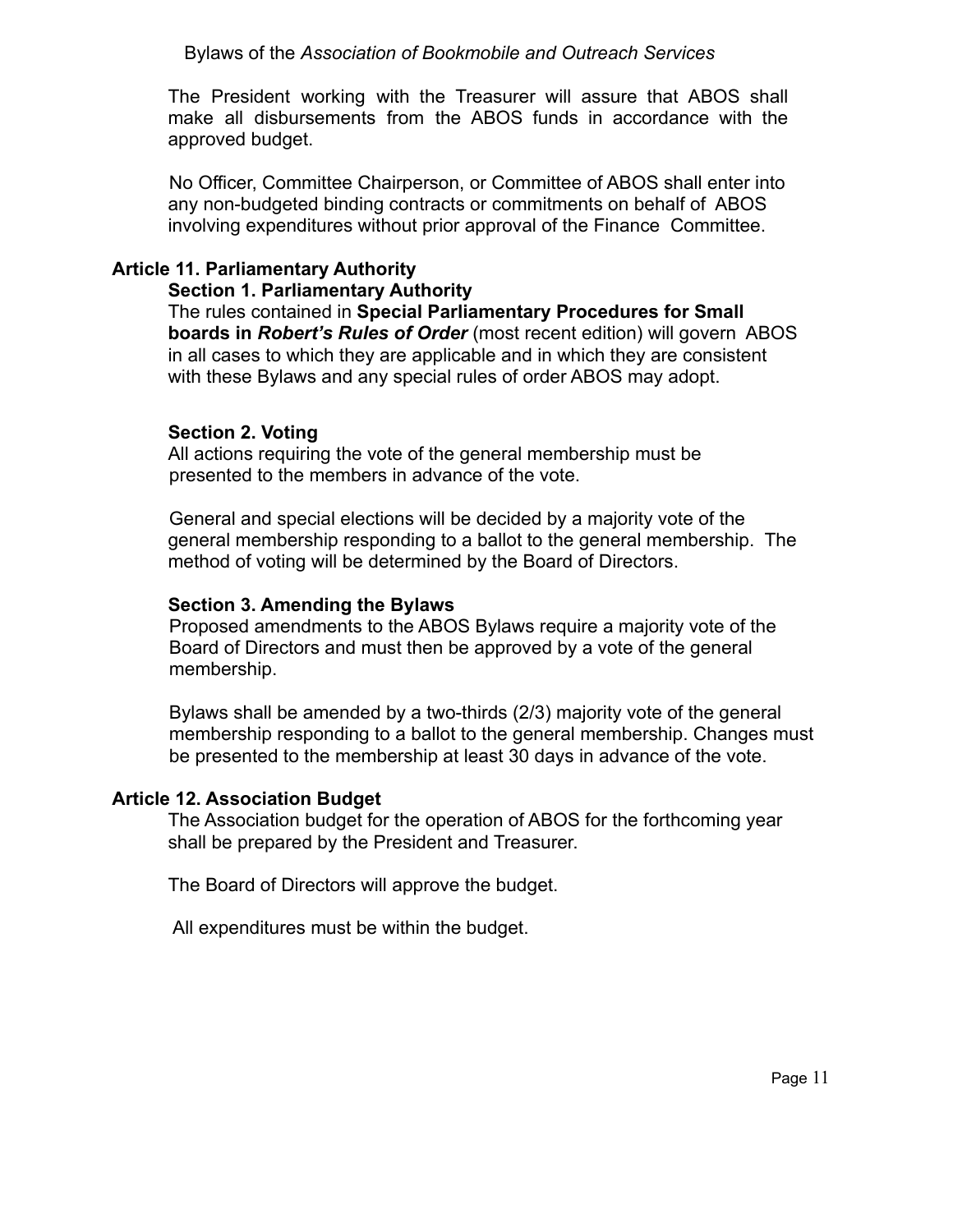The President working with the Treasurer will assure that ABOS shall make all disbursements from the ABOS funds in accordance with the approved budget.

No Officer, Committee Chairperson, or Committee of ABOS shall enter into any non-budgeted binding contracts or commitments on behalf of ABOS involving expenditures without prior approval of the Finance Committee.

## Article 11. Parliamentary Authority

### Section 1. Parliamentary Authority

The rules contained in **Special Parliamentary Procedures for Small boards in *Robert's Rules of Order*** (most recent edition) will govern ABOS in all cases to which they are applicable and in which they are consistent with these Bylaws and any special rules of order ABOS may adopt.

### Section 2. Voting

All actions requiring the vote of the general membership must be presented to the members in advance of the vote.

General and special elections will be decided by a majority vote of the general membership responding to a ballot to the general membership. The method of voting will be determined by the Board of Directors.

### Section 3. Amending the Bylaws

Proposed amendments to the ABOS Bylaws require a majority vote of the Board of Directors and must then be approved by a vote of the general membership.

Bylaws shall be amended by a two-thirds (2/3) majority vote of the general membership responding to a ballot to the general membership. Changes must be presented to the membership at least 30 days in advance of the vote.

## Article 12. Association Budget

The Association budget for the operation of ABOS for the forthcoming year shall be prepared by the President and Treasurer.

The Board of Directors will approve the budget.

All expenditures must be within the budget.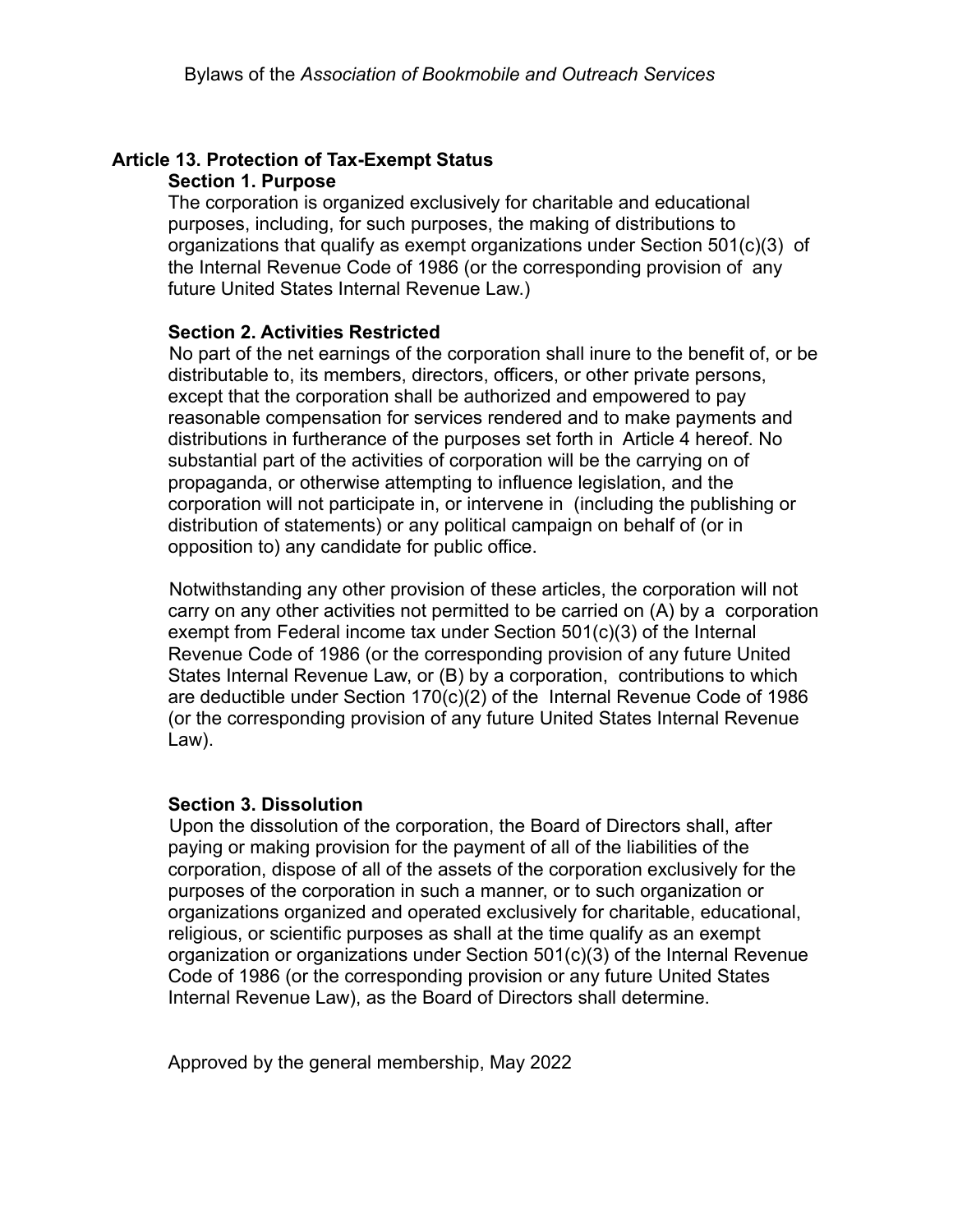## Article 13. Protection of Tax-Exempt Status

### Section 1. Purpose

The corporation is organized exclusively for charitable and educational purposes, including, for such purposes, the making of distributions to organizations that qualify as exempt organizations under Section 501(c)(3) of the Internal Revenue Code of 1986 (or the corresponding provision of any future United States Internal Revenue Law.)

### Section 2. Activities Restricted

No part of the net earnings of the corporation shall inure to the benefit of, or be distributable to, its members, directors, officers, or other private persons, except that the corporation shall be authorized and empowered to pay reasonable compensation for services rendered and to make payments and distributions in furtherance of the purposes set forth in Article 4 hereof. No substantial part of the activities of corporation will be the carrying on of propaganda, or otherwise attempting to influence legislation, and the corporation will not participate in, or intervene in (including the publishing or distribution of statements) or any political campaign on behalf of (or in opposition to) any candidate for public office.

Notwithstanding any other provision of these articles, the corporation will not carry on any other activities not permitted to be carried on (A) by a corporation exempt from Federal income tax under Section 501(c)(3) of the Internal Revenue Code of 1986 (or the corresponding provision of any future United States Internal Revenue Law, or (B) by a corporation, contributions to which are deductible under Section 170(c)(2) of the Internal Revenue Code of 1986 (or the corresponding provision of any future United States Internal Revenue Law).

### Section 3. Dissolution

Upon the dissolution of the corporation, the Board of Directors shall, after paying or making provision for the payment of all of the liabilities of the corporation, dispose of all of the assets of the corporation exclusively for the purposes of the corporation in such a manner, or to such organization or organizations organized and operated exclusively for charitable, educational, religious, or scientific purposes as shall at the time qualify as an exempt organization or organizations under Section 501(c)(3) of the Internal Revenue Code of 1986 (or the corresponding provision or any future United States Internal Revenue Law), as the Board of Directors shall determine.

Approved by the general membership, May 2022